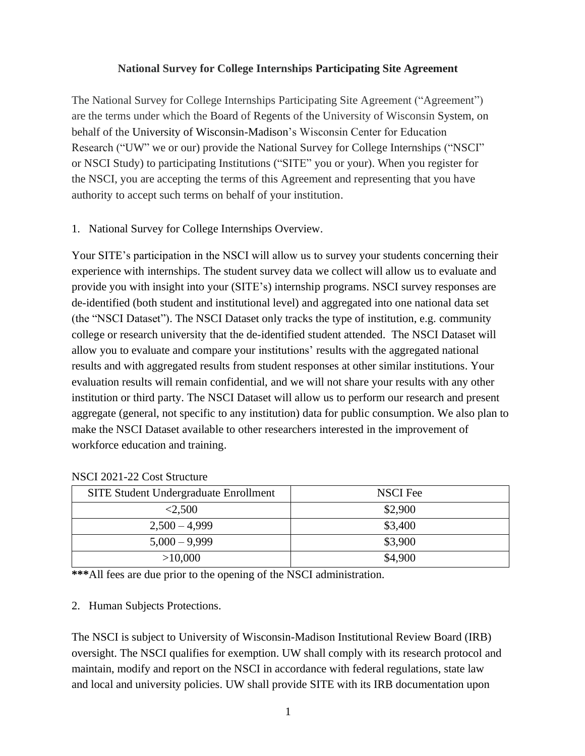**National Survey for College Internships Participating Site Agreement**

The National Survey for College Internships Participating Site Agreement ("Agreement") are the terms under which the Board of Regents of the University of Wisconsin System, on behalf of the University of Wisconsin-Madison's Wisconsin Center for Education Research ("UW" we or our) provide the National Survey for College Internships ("NSCI" or NSCI Study) to participating Institutions ("SITE" you or your). When you register for the NSCI, you are accepting the terms of this Agreement and representing that you have authority to accept such terms on behalf of your institution.

1. National Survey for College Internships Overview.

Your SITE's participation in the NSCI will allow us to survey your students concerning their experience with internships. The student survey data we collect will allow us to evaluate and provide you with insight into your (SITE's) internship programs. NSCI survey responses are de-identified (both student and institutional level) and aggregated into one national data set (the "NSCI Dataset"). The NSCI Dataset only tracks the type of institution, e.g. community college or research university that the de-identified student attended. The NSCI Dataset will allow you to evaluate and compare your institutions' results with the aggregated national results and with aggregated results from student responses at other similar institutions. Your evaluation results will remain confidential, and we will not share your results with any other institution or third party. The NSCI Dataset will allow us to perform our research and present aggregate (general, not specific to any institution) data for public consumption. We also plan to make the NSCI Dataset available to other researchers interested in the improvement of workforce education and training.

NSCI 2021-22 Cost Structure

| SITE Student Undergraduate Enrollment | NSCI Fee |
| --- | --- |
| <2,500 | $2,900 |
| 2,500 – 4,999 | $3,400 |
| 5,000 – 9,999 | $3,900 |
| >10,000 | $4,900 |

**\*\*\***All fees are due prior to the opening of the NSCI administration.

2. Human Subjects Protections.

The NSCI is subject to University of Wisconsin-Madison Institutional Review Board (IRB) oversight. The NSCI qualifies for exemption. UW shall comply with its research protocol and maintain, modify and report on the NSCI in accordance with federal regulations, state law and local and university policies. UW shall provide SITE with its IRB documentation upon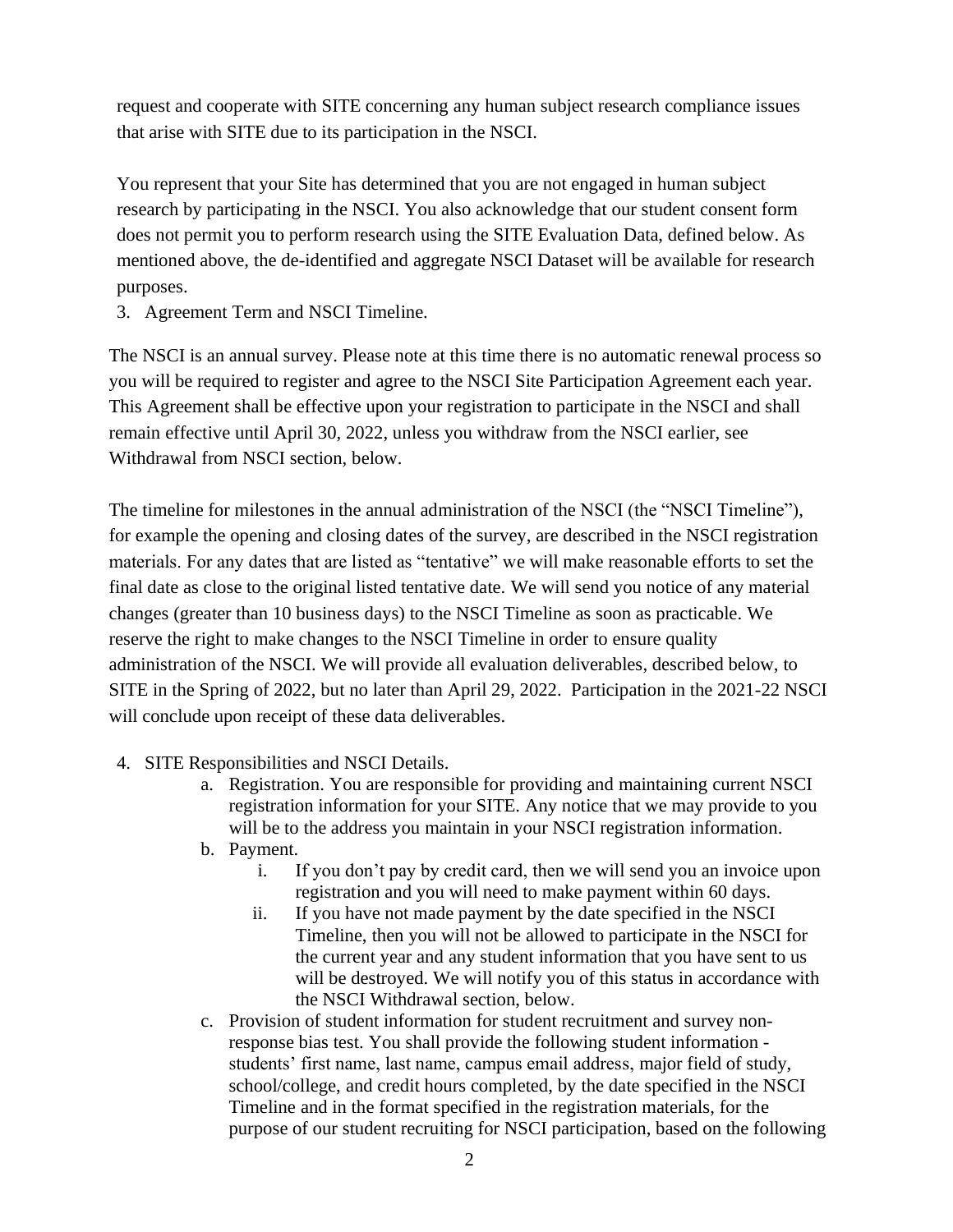request and cooperate with SITE concerning any human subject research compliance issues that arise with SITE due to its participation in the NSCI.

You represent that your Site has determined that you are not engaged in human subject research by participating in the NSCI. You also acknowledge that our student consent form does not permit you to perform research using the SITE Evaluation Data, defined below. As mentioned above, the de-identified and aggregate NSCI Dataset will be available for research purposes.

3. Agreement Term and NSCI Timeline.

The NSCI is an annual survey. Please note at this time there is no automatic renewal process so you will be required to register and agree to the NSCI Site Participation Agreement each year. This Agreement shall be effective upon your registration to participate in the NSCI and shall remain effective until April 30, 2022, unless you withdraw from the NSCI earlier, see Withdrawal from NSCI section, below.

The timeline for milestones in the annual administration of the NSCI (the "NSCI Timeline"), for example the opening and closing dates of the survey, are described in the NSCI registration materials. For any dates that are listed as "tentative" we will make reasonable efforts to set the final date as close to the original listed tentative date. We will send you notice of any material changes (greater than 10 business days) to the NSCI Timeline as soon as practicable. We reserve the right to make changes to the NSCI Timeline in order to ensure quality administration of the NSCI. We will provide all evaluation deliverables, described below, to SITE in the Spring of 2022, but no later than April 29, 2022. Participation in the 2021-22 NSCI will conclude upon receipt of these data deliverables.

4. SITE Responsibilities and NSCI Details.
   a. Registration. You are responsible for providing and maintaining current NSCI registration information for your SITE. Any notice that we may provide to you will be to the address you maintain in your NSCI registration information.
   b. Payment.
      i. If you don't pay by credit card, then we will send you an invoice upon registration and you will need to make payment within 60 days.
      ii. If you have not made payment by the date specified in the NSCI Timeline, then you will not be allowed to participate in the NSCI for the current year and any student information that you have sent to us will be destroyed. We will notify you of this status in accordance with the NSCI Withdrawal section, below.
   c. Provision of student information for student recruitment and survey non-response bias test. You shall provide the following student information - students' first name, last name, campus email address, major field of study, school/college, and credit hours completed, by the date specified in the NSCI Timeline and in the format specified in the registration materials, for the purpose of our student recruiting for NSCI participation, based on the following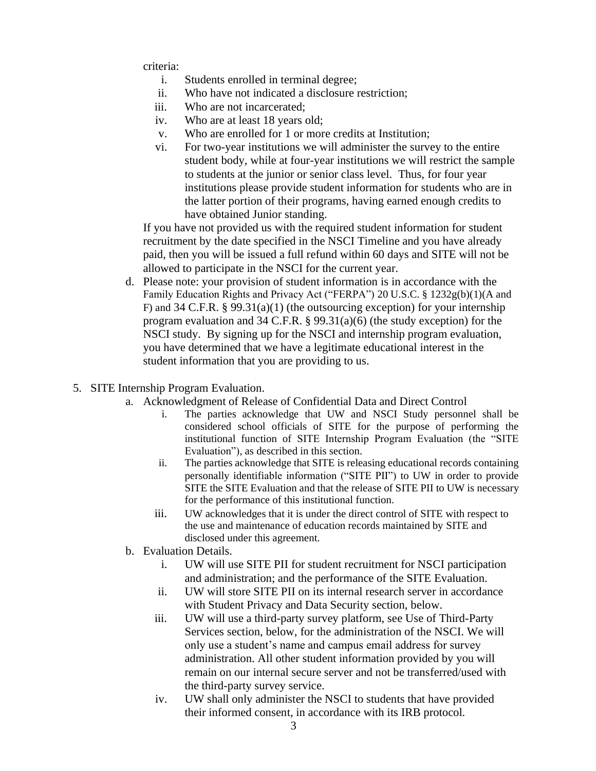criteria:

i. Students enrolled in terminal degree;
ii. Who have not indicated a disclosure restriction;
iii. Who are not incarcerated;
iv. Who are at least 18 years old;
v. Who are enrolled for 1 or more credits at Institution;
vi. For two-year institutions we will administer the survey to the entire student body, while at four-year institutions we will restrict the sample to students at the junior or senior class level. Thus, for four year institutions please provide student information for students who are in the latter portion of their programs, having earned enough credits to have obtained Junior standing.

If you have not provided us with the required student information for student recruitment by the date specified in the NSCI Timeline and you have already paid, then you will be issued a full refund within 60 days and SITE will not be allowed to participate in the NSCI for the current year.

d. Please note: your provision of student information is in accordance with the Family Education Rights and Privacy Act ("FERPA") 20 U.S.C. § 1232g(b)(1)(A and F) and 34 C.F.R. § 99.31(a)(1) (the outsourcing exception) for your internship program evaluation and 34 C.F.R. § 99.31(a)(6) (the study exception) for the NSCI study. By signing up for the NSCI and internship program evaluation, you have determined that we have a legitimate educational interest in the student information that you are providing to us.

5. SITE Internship Program Evaluation.

a. Acknowledgment of Release of Confidential Data and Direct Control

i. The parties acknowledge that UW and NSCI Study personnel shall be considered school officials of SITE for the purpose of performing the institutional function of SITE Internship Program Evaluation (the "SITE Evaluation"), as described in this section.
ii. The parties acknowledge that SITE is releasing educational records containing personally identifiable information ("SITE PII") to UW in order to provide SITE the SITE Evaluation and that the release of SITE PII to UW is necessary for the performance of this institutional function.
iii. UW acknowledges that it is under the direct control of SITE with respect to the use and maintenance of education records maintained by SITE and disclosed under this agreement.

b. Evaluation Details.

i. UW will use SITE PII for student recruitment for NSCI participation and administration; and the performance of the SITE Evaluation.
ii. UW will store SITE PII on its internal research server in accordance with Student Privacy and Data Security section, below.
iii. UW will use a third-party survey platform, see Use of Third-Party Services section, below, for the administration of the NSCI. We will only use a student's name and campus email address for survey administration. All other student information provided by you will remain on our internal secure server and not be transferred/used with the third-party survey service.
iv. UW shall only administer the NSCI to students that have provided their informed consent, in accordance with its IRB protocol.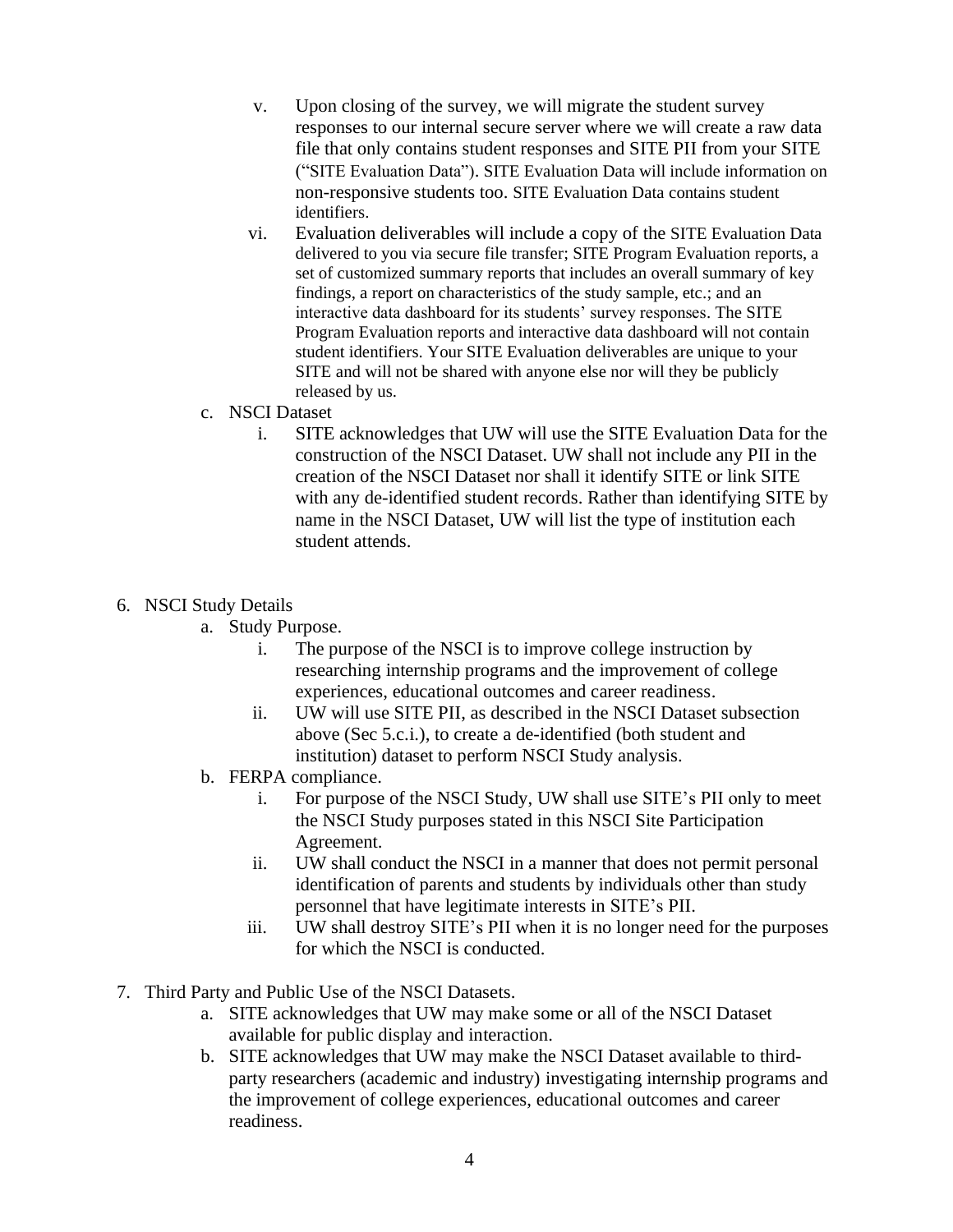v. Upon closing of the survey, we will migrate the student survey responses to our internal secure server where we will create a raw data file that only contains student responses and SITE PII from your SITE ("SITE Evaluation Data"). SITE Evaluation Data will include information on non-responsive students too. SITE Evaluation Data contains student identifiers.

vi. Evaluation deliverables will include a copy of the SITE Evaluation Data delivered to you via secure file transfer; SITE Program Evaluation reports, a set of customized summary reports that includes an overall summary of key findings, a report on characteristics of the study sample, etc.; and an interactive data dashboard for its students' survey responses. The SITE Program Evaluation reports and interactive data dashboard will not contain student identifiers. Your SITE Evaluation deliverables are unique to your SITE and will not be shared with anyone else nor will they be publicly released by us.

c. NSCI Dataset

   i. SITE acknowledges that UW will use the SITE Evaluation Data for the construction of the NSCI Dataset. UW shall not include any PII in the creation of the NSCI Dataset nor shall it identify SITE or link SITE with any de-identified student records. Rather than identifying SITE by name in the NSCI Dataset, UW will list the type of institution each student attends.

6. NSCI Study Details

   a. Study Purpose.

      i. The purpose of the NSCI is to improve college instruction by researching internship programs and the improvement of college experiences, educational outcomes and career readiness.

      ii. UW will use SITE PII, as described in the NSCI Dataset subsection above (Sec 5.c.i.), to create a de-identified (both student and institution) dataset to perform NSCI Study analysis.

   b. FERPA compliance.

      i. For purpose of the NSCI Study, UW shall use SITE's PII only to meet the NSCI Study purposes stated in this NSCI Site Participation Agreement.

      ii. UW shall conduct the NSCI in a manner that does not permit personal identification of parents and students by individuals other than study personnel that have legitimate interests in SITE's PII.

      iii. UW shall destroy SITE's PII when it is no longer need for the purposes for which the NSCI is conducted.

7. Third Party and Public Use of the NSCI Datasets.

   a. SITE acknowledges that UW may make some or all of the NSCI Dataset available for public display and interaction.

   b. SITE acknowledges that UW may make the NSCI Dataset available to third-party researchers (academic and industry) investigating internship programs and the improvement of college experiences, educational outcomes and career readiness.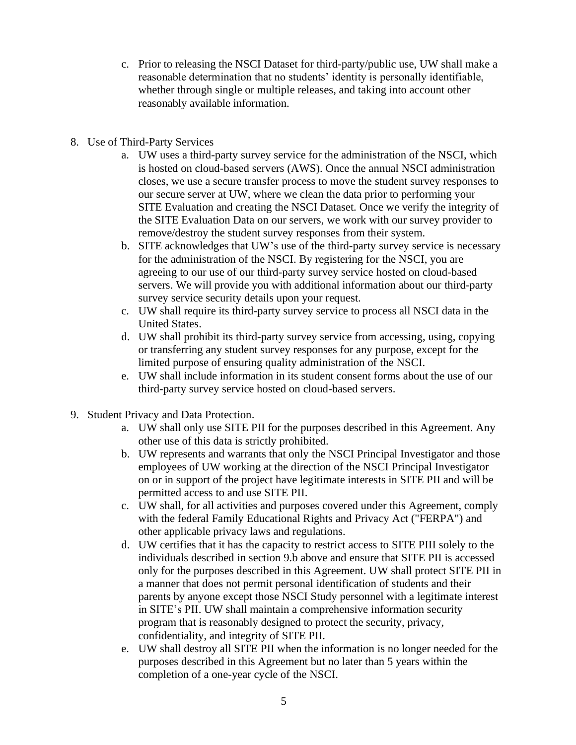c. Prior to releasing the NSCI Dataset for third-party/public use, UW shall make a reasonable determination that no students' identity is personally identifiable, whether through single or multiple releases, and taking into account other reasonably available information.

8. Use of Third-Party Services
    a. UW uses a third-party survey service for the administration of the NSCI, which is hosted on cloud-based servers (AWS). Once the annual NSCI administration closes, we use a secure transfer process to move the student survey responses to our secure server at UW, where we clean the data prior to performing your SITE Evaluation and creating the NSCI Dataset. Once we verify the integrity of the SITE Evaluation Data on our servers, we work with our survey provider to remove/destroy the student survey responses from their system.
    b. SITE acknowledges that UW's use of the third-party survey service is necessary for the administration of the NSCI. By registering for the NSCI, you are agreeing to our use of our third-party survey service hosted on cloud-based servers. We will provide you with additional information about our third-party survey service security details upon your request.
    c. UW shall require its third-party survey service to process all NSCI data in the United States.
    d. UW shall prohibit its third-party survey service from accessing, using, copying or transferring any student survey responses for any purpose, except for the limited purpose of ensuring quality administration of the NSCI.
    e. UW shall include information in its student consent forms about the use of our third-party survey service hosted on cloud-based servers.

9. Student Privacy and Data Protection.
    a. UW shall only use SITE PII for the purposes described in this Agreement. Any other use of this data is strictly prohibited.
    b. UW represents and warrants that only the NSCI Principal Investigator and those employees of UW working at the direction of the NSCI Principal Investigator on or in support of the project have legitimate interests in SITE PII and will be permitted access to and use SITE PII.
    c. UW shall, for all activities and purposes covered under this Agreement, comply with the federal Family Educational Rights and Privacy Act ("FERPA") and other applicable privacy laws and regulations.
    d. UW certifies that it has the capacity to restrict access to SITE PIII solely to the individuals described in section 9.b above and ensure that SITE PII is accessed only for the purposes described in this Agreement. UW shall protect SITE PII in a manner that does not permit personal identification of students and their parents by anyone except those NSCI Study personnel with a legitimate interest in SITE's PII. UW shall maintain a comprehensive information security program that is reasonably designed to protect the security, privacy, confidentiality, and integrity of SITE PII.
    e. UW shall destroy all SITE PII when the information is no longer needed for the purposes described in this Agreement but no later than 5 years within the completion of a one-year cycle of the NSCI.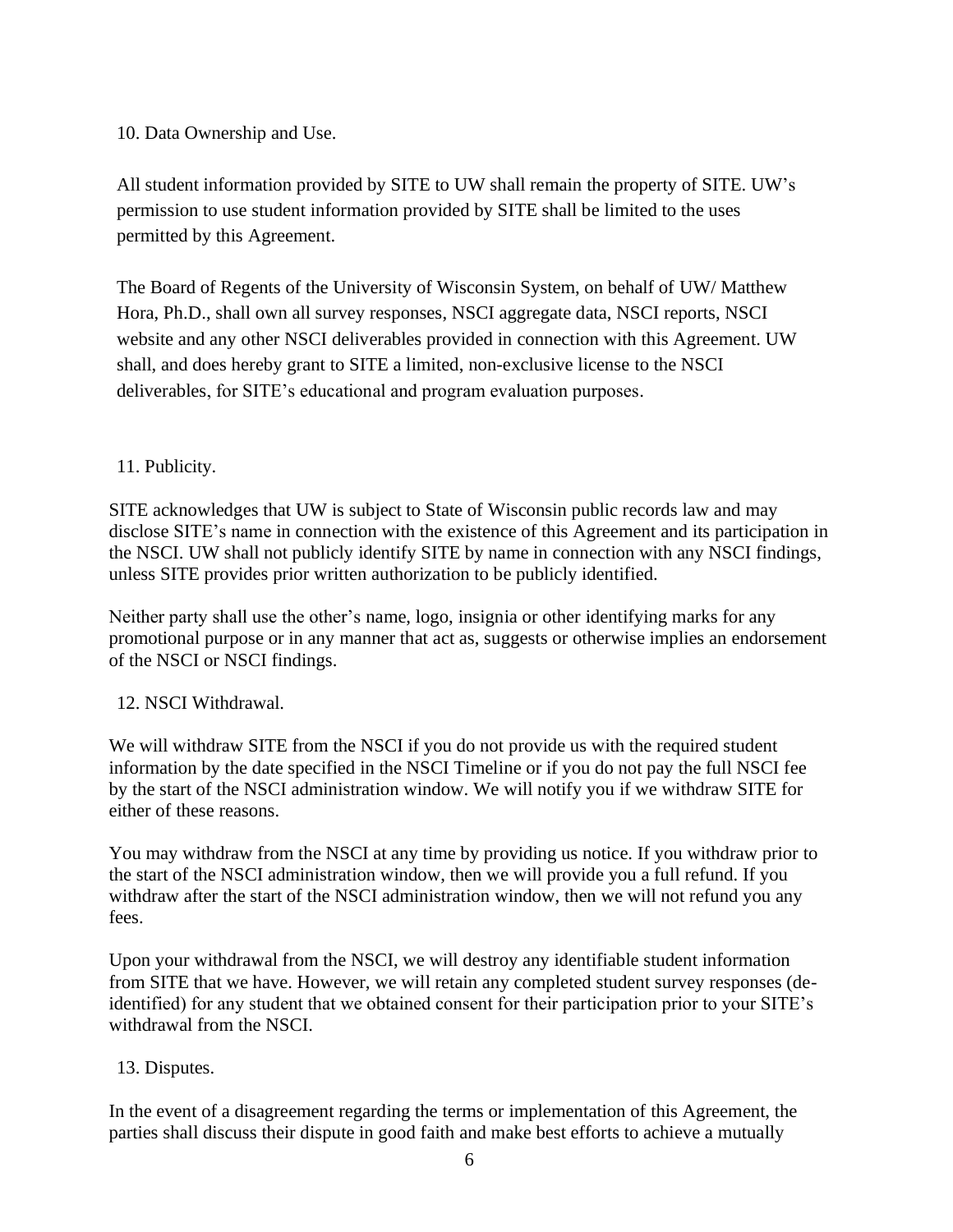10. Data Ownership and Use.

All student information provided by SITE to UW shall remain the property of SITE. UW's permission to use student information provided by SITE shall be limited to the uses permitted by this Agreement.

The Board of Regents of the University of Wisconsin System, on behalf of UW/ Matthew Hora, Ph.D., shall own all survey responses, NSCI aggregate data, NSCI reports, NSCI website and any other NSCI deliverables provided in connection with this Agreement. UW shall, and does hereby grant to SITE a limited, non-exclusive license to the NSCI deliverables, for SITE's educational and program evaluation purposes.

11. Publicity.

SITE acknowledges that UW is subject to State of Wisconsin public records law and may disclose SITE's name in connection with the existence of this Agreement and its participation in the NSCI. UW shall not publicly identify SITE by name in connection with any NSCI findings, unless SITE provides prior written authorization to be publicly identified.

Neither party shall use the other's name, logo, insignia or other identifying marks for any promotional purpose or in any manner that act as, suggests or otherwise implies an endorsement of the NSCI or NSCI findings.

12. NSCI Withdrawal.

We will withdraw SITE from the NSCI if you do not provide us with the required student information by the date specified in the NSCI Timeline or if you do not pay the full NSCI fee by the start of the NSCI administration window. We will notify you if we withdraw SITE for either of these reasons.

You may withdraw from the NSCI at any time by providing us notice. If you withdraw prior to the start of the NSCI administration window, then we will provide you a full refund. If you withdraw after the start of the NSCI administration window, then we will not refund you any fees.

Upon your withdrawal from the NSCI, we will destroy any identifiable student information from SITE that we have. However, we will retain any completed student survey responses (de-identified) for any student that we obtained consent for their participation prior to your SITE's withdrawal from the NSCI.

13. Disputes.

In the event of a disagreement regarding the terms or implementation of this Agreement, the parties shall discuss their dispute in good faith and make best efforts to achieve a mutually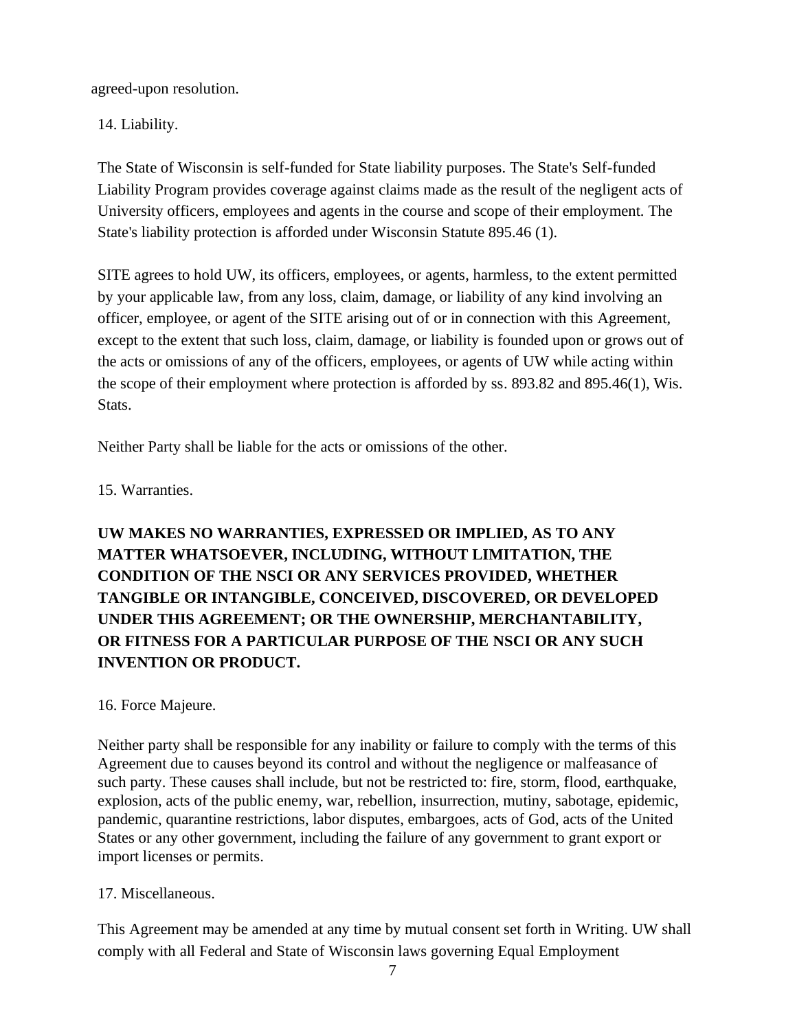agreed-upon resolution.

14. Liability.

The State of Wisconsin is self-funded for State liability purposes. The State's Self-funded Liability Program provides coverage against claims made as the result of the negligent acts of University officers, employees and agents in the course and scope of their employment. The State's liability protection is afforded under Wisconsin Statute 895.46 (1).

SITE agrees to hold UW, its officers, employees, or agents, harmless, to the extent permitted by your applicable law, from any loss, claim, damage, or liability of any kind involving an officer, employee, or agent of the SITE arising out of or in connection with this Agreement, except to the extent that such loss, claim, damage, or liability is founded upon or grows out of the acts or omissions of any of the officers, employees, or agents of UW while acting within the scope of their employment where protection is afforded by ss. 893.82 and 895.46(1), Wis. Stats.

Neither Party shall be liable for the acts or omissions of the other.

15. Warranties.

**UW MAKES NO WARRANTIES, EXPRESSED OR IMPLIED, AS TO ANY MATTER WHATSOEVER, INCLUDING, WITHOUT LIMITATION, THE CONDITION OF THE NSCI OR ANY SERVICES PROVIDED, WHETHER TANGIBLE OR INTANGIBLE, CONCEIVED, DISCOVERED, OR DEVELOPED UNDER THIS AGREEMENT; OR THE OWNERSHIP, MERCHANTABILITY, OR FITNESS FOR A PARTICULAR PURPOSE OF THE NSCI OR ANY SUCH INVENTION OR PRODUCT.**

16. Force Majeure.

Neither party shall be responsible for any inability or failure to comply with the terms of this Agreement due to causes beyond its control and without the negligence or malfeasance of such party. These causes shall include, but not be restricted to: fire, storm, flood, earthquake, explosion, acts of the public enemy, war, rebellion, insurrection, mutiny, sabotage, epidemic, pandemic, quarantine restrictions, labor disputes, embargoes, acts of God, acts of the United States or any other government, including the failure of any government to grant export or import licenses or permits.

17. Miscellaneous.

This Agreement may be amended at any time by mutual consent set forth in Writing. UW shall comply with all Federal and State of Wisconsin laws governing Equal Employment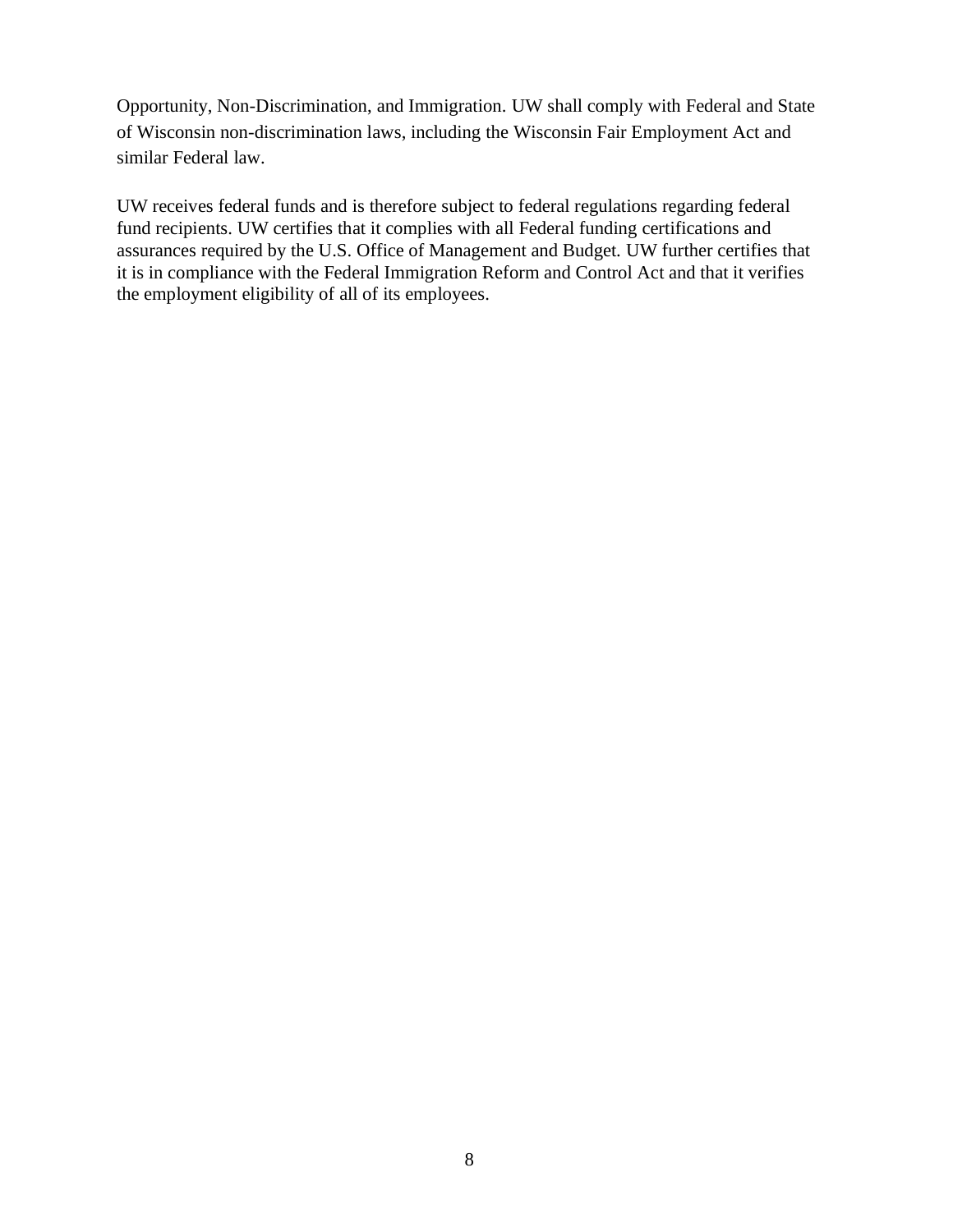Opportunity, Non-Discrimination, and Immigration. UW shall comply with Federal and State of Wisconsin non-discrimination laws, including the Wisconsin Fair Employment Act and similar Federal law.

UW receives federal funds and is therefore subject to federal regulations regarding federal fund recipients. UW certifies that it complies with all Federal funding certifications and assurances required by the U.S. Office of Management and Budget. UW further certifies that it is in compliance with the Federal Immigration Reform and Control Act and that it verifies the employment eligibility of all of its employees.